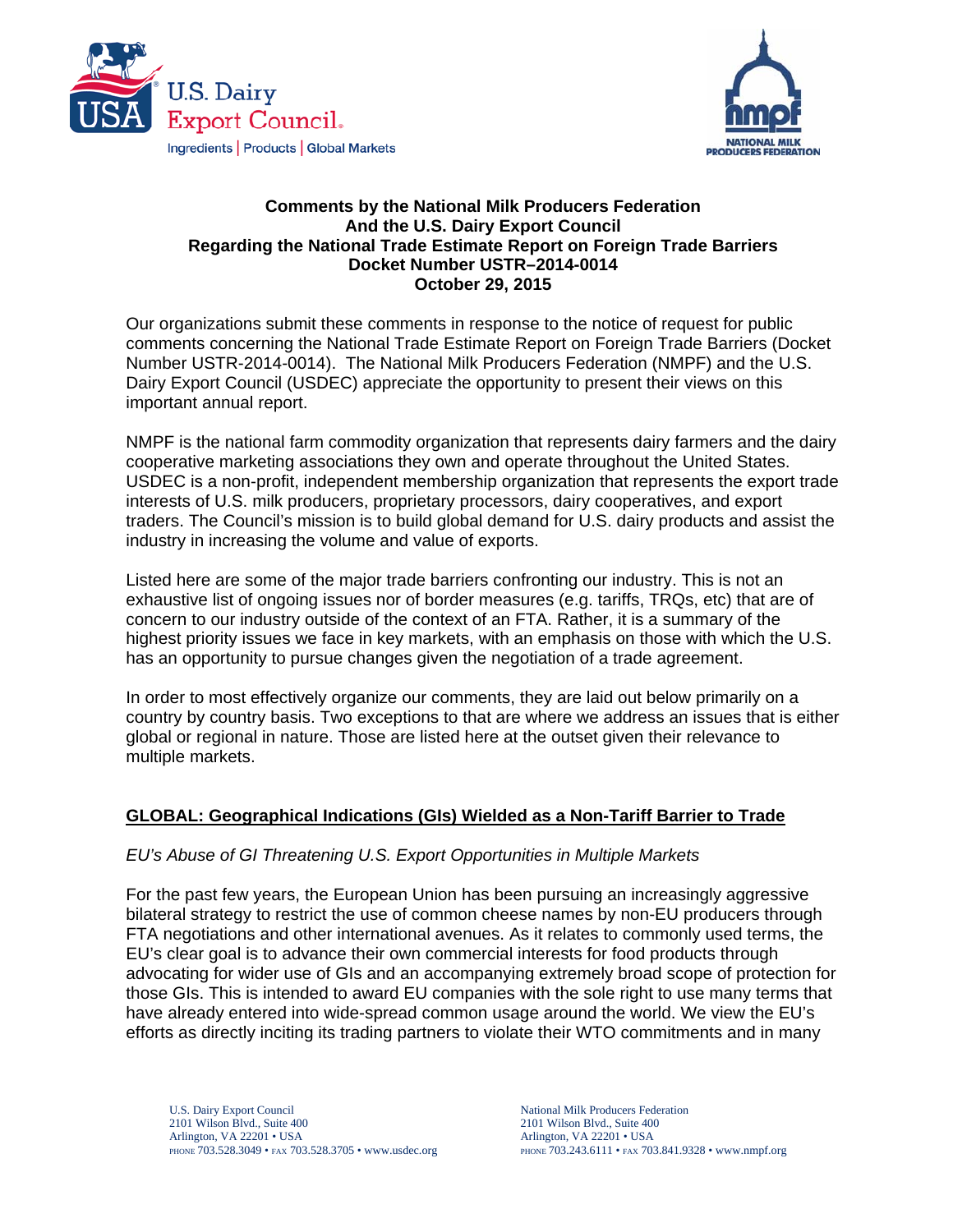**Comments by the National Milk Producers Federation**
**And the U.S. Dairy Export Council**
**Regarding the National Trade Estimate Report on Foreign Trade Barriers**
**Docket Number USTR–2014-0014**
**October 29, 2015**

Our organizations submit these comments in response to the notice of request for public comments concerning the National Trade Estimate Report on Foreign Trade Barriers (Docket Number USTR-2014-0014). The National Milk Producers Federation (NMPF) and the U.S. Dairy Export Council (USDEC) appreciate the opportunity to present their views on this important annual report.

NMPF is the national farm commodity organization that represents dairy farmers and the dairy cooperative marketing associations they own and operate throughout the United States. USDEC is a non-profit, independent membership organization that represents the export trade interests of U.S. milk producers, proprietary processors, dairy cooperatives, and export traders. The Council's mission is to build global demand for U.S. dairy products and assist the industry in increasing the volume and value of exports.

Listed here are some of the major trade barriers confronting our industry. This is not an exhaustive list of ongoing issues nor of border measures (e.g. tariffs, TRQs, etc) that are of concern to our industry outside of the context of an FTA. Rather, it is a summary of the highest priority issues we face in key markets, with an emphasis on those with which the U.S. has an opportunity to pursue changes given the negotiation of a trade agreement.

In order to most effectively organize our comments, they are laid out below primarily on a country by country basis. Two exceptions to that are where we address an issues that is either global or regional in nature. Those are listed here at the outset given their relevance to multiple markets.

## GLOBAL: Geographical Indications (GIs) Wielded as a Non-Tariff Barrier to Trade

*EU's Abuse of GI Threatening U.S. Export Opportunities in Multiple Markets*

For the past few years, the European Union has been pursuing an increasingly aggressive bilateral strategy to restrict the use of common cheese names by non-EU producers through FTA negotiations and other international avenues. As it relates to commonly used terms, the EU's clear goal is to advance their own commercial interests for food products through advocating for wider use of GIs and an accompanying extremely broad scope of protection for those GIs. This is intended to award EU companies with the sole right to use many terms that have already entered into wide-spread common usage around the world. We view the EU's efforts as directly inciting its trading partners to violate their WTO commitments and in many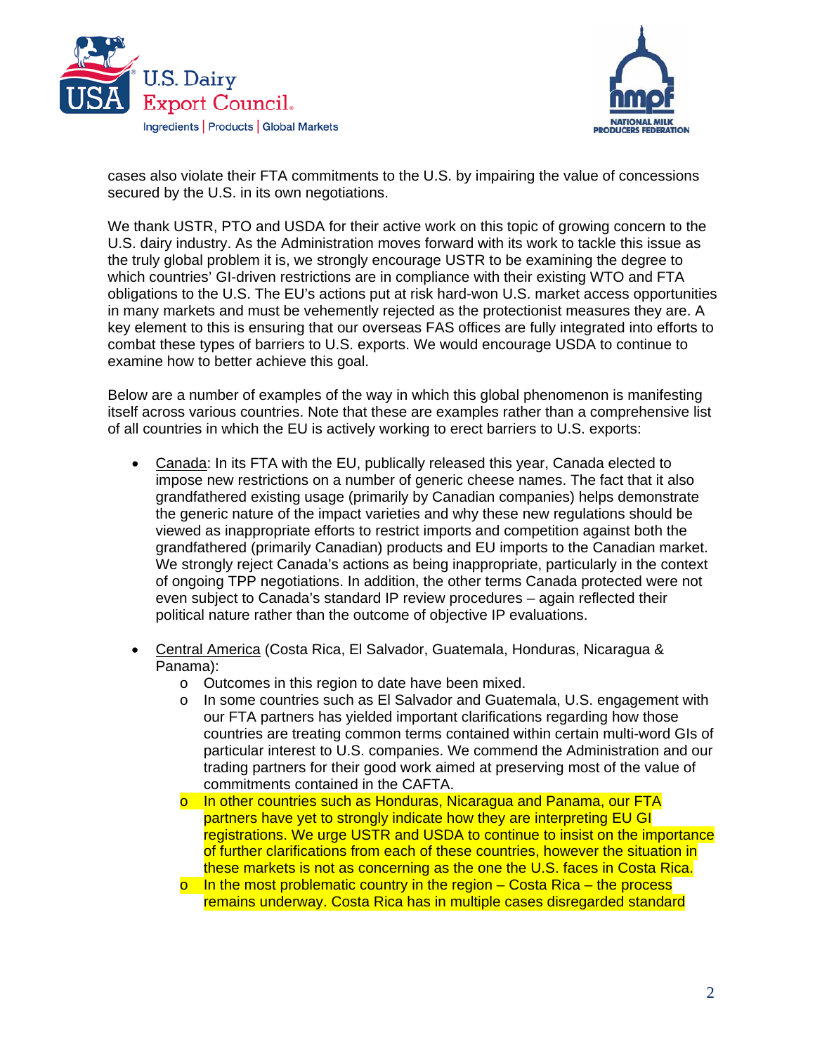cases also violate their FTA commitments to the U.S. by impairing the value of concessions secured by the U.S. in its own negotiations.

We thank USTR, PTO and USDA for their active work on this topic of growing concern to the U.S. dairy industry. As the Administration moves forward with its work to tackle this issue as the truly global problem it is, we strongly encourage USTR to be examining the degree to which countries' GI-driven restrictions are in compliance with their existing WTO and FTA obligations to the U.S. The EU's actions put at risk hard-won U.S. market access opportunities in many markets and must be vehemently rejected as the protectionist measures they are. A key element to this is ensuring that our overseas FAS offices are fully integrated into efforts to combat these types of barriers to U.S. exports. We would encourage USDA to continue to examine how to better achieve this goal.

Below are a number of examples of the way in which this global phenomenon is manifesting itself across various countries. Note that these are examples rather than a comprehensive list of all countries in which the EU is actively working to erect barriers to U.S. exports:

- Canada: In its FTA with the EU, publically released this year, Canada elected to impose new restrictions on a number of generic cheese names. The fact that it also grandfathered existing usage (primarily by Canadian companies) helps demonstrate the generic nature of the impact varieties and why these new regulations should be viewed as inappropriate efforts to restrict imports and competition against both the grandfathered (primarily Canadian) products and EU imports to the Canadian market. We strongly reject Canada's actions as being inappropriate, particularly in the context of ongoing TPP negotiations. In addition, the other terms Canada protected were not even subject to Canada's standard IP review procedures – again reflected their political nature rather than the outcome of objective IP evaluations.

- Central America (Costa Rica, El Salvador, Guatemala, Honduras, Nicaragua & Panama):
  - Outcomes in this region to date have been mixed.
  - In some countries such as El Salvador and Guatemala, U.S. engagement with our FTA partners has yielded important clarifications regarding how those countries are treating common terms contained within certain multi-word GIs of particular interest to U.S. companies. We commend the Administration and our trading partners for their good work aimed at preserving most of the value of commitments contained in the CAFTA.
  - In other countries such as Honduras, Nicaragua and Panama, our FTA partners have yet to strongly indicate how they are interpreting EU GI registrations. We urge USTR and USDA to continue to insist on the importance of further clarifications from each of these countries, however the situation in these markets is not as concerning as the one the U.S. faces in Costa Rica.
  - In the most problematic country in the region – Costa Rica – the process remains underway. Costa Rica has in multiple cases disregarded standard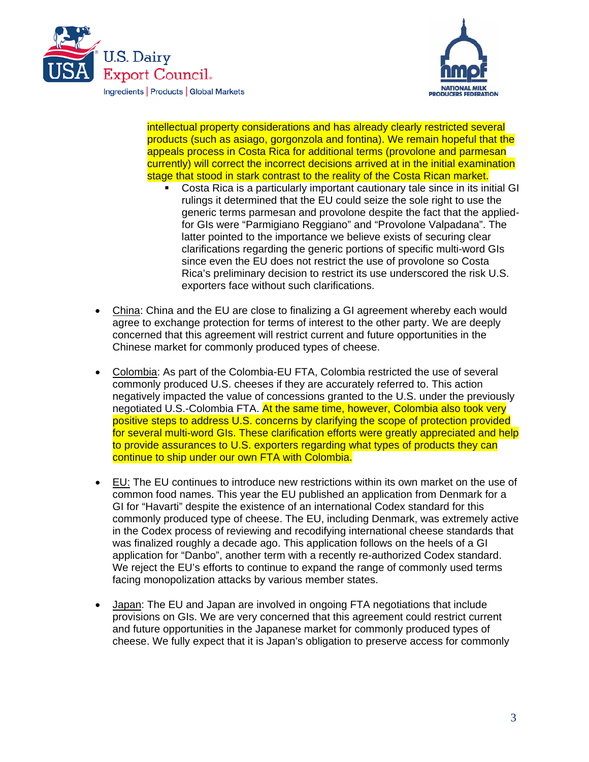intellectual property considerations and has already clearly restricted several products (such as asiago, gorgonzola and fontina). We remain hopeful that the appeals process in Costa Rica for additional terms (provolone and parmesan currently) will correct the incorrect decisions arrived at in the initial examination stage that stood in stark contrast to the reality of the Costa Rican market.

- Costa Rica is a particularly important cautionary tale since in its initial GI rulings it determined that the EU could seize the sole right to use the generic terms parmesan and provolone despite the fact that the applied-for GIs were "Parmigiano Reggiano" and "Provolone Valpadana". The latter pointed to the importance we believe exists of securing clear clarifications regarding the generic portions of specific multi-word GIs since even the EU does not restrict the use of provolone so Costa Rica's preliminary decision to restrict its use underscored the risk U.S. exporters face without such clarifications.

- China: China and the EU are close to finalizing a GI agreement whereby each would agree to exchange protection for terms of interest to the other party. We are deeply concerned that this agreement will restrict current and future opportunities in the Chinese market for commonly produced types of cheese.

- Colombia: As part of the Colombia-EU FTA, Colombia restricted the use of several commonly produced U.S. cheeses if they are accurately referred to. This action negatively impacted the value of concessions granted to the U.S. under the previously negotiated U.S.-Colombia FTA. At the same time, however, Colombia also took very positive steps to address U.S. concerns by clarifying the scope of protection provided for several multi-word GIs. These clarification efforts were greatly appreciated and help to provide assurances to U.S. exporters regarding what types of products they can continue to ship under our own FTA with Colombia.

- EU: The EU continues to introduce new restrictions within its own market on the use of common food names. This year the EU published an application from Denmark for a GI for "Havarti" despite the existence of an international Codex standard for this commonly produced type of cheese. The EU, including Denmark, was extremely active in the Codex process of reviewing and recodifying international cheese standards that was finalized roughly a decade ago. This application follows on the heels of a GI application for "Danbo", another term with a recently re-authorized Codex standard. We reject the EU's efforts to continue to expand the range of commonly used terms facing monopolization attacks by various member states.

- Japan: The EU and Japan are involved in ongoing FTA negotiations that include provisions on GIs. We are very concerned that this agreement could restrict current and future opportunities in the Japanese market for commonly produced types of cheese. We fully expect that it is Japan's obligation to preserve access for commonly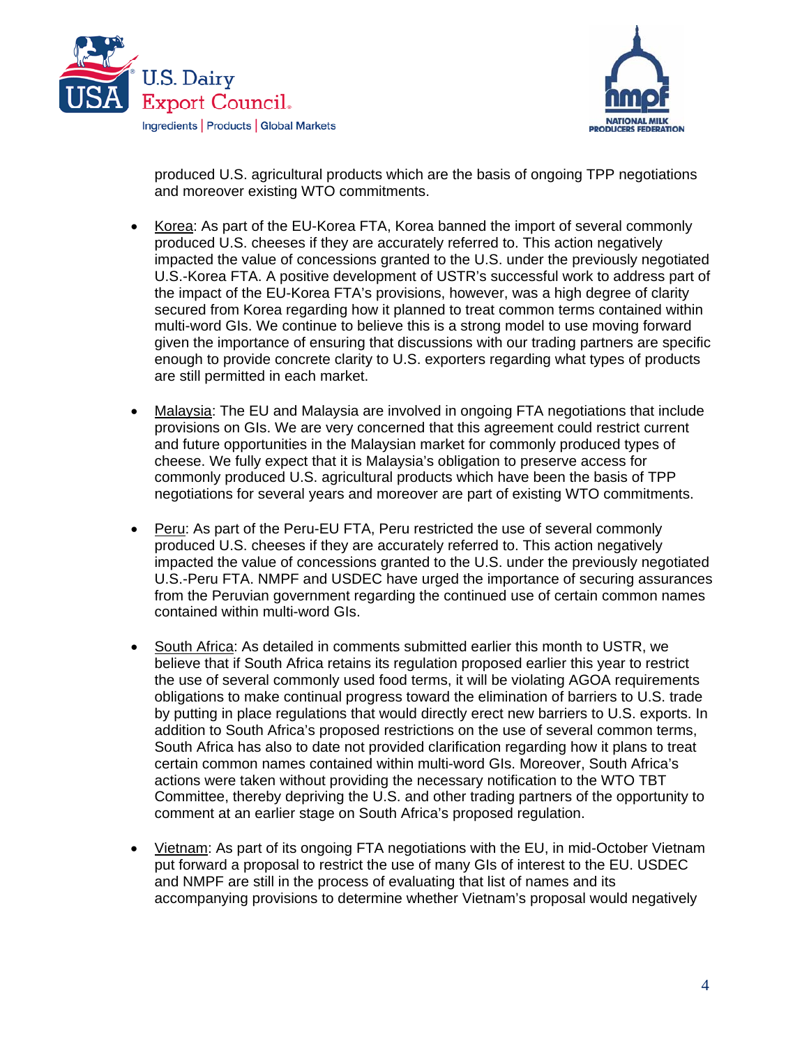produced U.S. agricultural products which are the basis of ongoing TPP negotiations and moreover existing WTO commitments.

- Korea: As part of the EU-Korea FTA, Korea banned the import of several commonly produced U.S. cheeses if they are accurately referred to. This action negatively impacted the value of concessions granted to the U.S. under the previously negotiated U.S.-Korea FTA. A positive development of USTR's successful work to address part of the impact of the EU-Korea FTA's provisions, however, was a high degree of clarity secured from Korea regarding how it planned to treat common terms contained within multi-word GIs. We continue to believe this is a strong model to use moving forward given the importance of ensuring that discussions with our trading partners are specific enough to provide concrete clarity to U.S. exporters regarding what types of products are still permitted in each market.

- Malaysia: The EU and Malaysia are involved in ongoing FTA negotiations that include provisions on GIs. We are very concerned that this agreement could restrict current and future opportunities in the Malaysian market for commonly produced types of cheese. We fully expect that it is Malaysia's obligation to preserve access for commonly produced U.S. agricultural products which have been the basis of TPP negotiations for several years and moreover are part of existing WTO commitments.

- Peru: As part of the Peru-EU FTA, Peru restricted the use of several commonly produced U.S. cheeses if they are accurately referred to. This action negatively impacted the value of concessions granted to the U.S. under the previously negotiated U.S.-Peru FTA. NMPF and USDEC have urged the importance of securing assurances from the Peruvian government regarding the continued use of certain common names contained within multi-word GIs.

- South Africa: As detailed in comments submitted earlier this month to USTR, we believe that if South Africa retains its regulation proposed earlier this year to restrict the use of several commonly used food terms, it will be violating AGOA requirements obligations to make continual progress toward the elimination of barriers to U.S. trade by putting in place regulations that would directly erect new barriers to U.S. exports. In addition to South Africa's proposed restrictions on the use of several common terms, South Africa has also to date not provided clarification regarding how it plans to treat certain common names contained within multi-word GIs. Moreover, South Africa's actions were taken without providing the necessary notification to the WTO TBT Committee, thereby depriving the U.S. and other trading partners of the opportunity to comment at an earlier stage on South Africa's proposed regulation.

- Vietnam: As part of its ongoing FTA negotiations with the EU, in mid-October Vietnam put forward a proposal to restrict the use of many GIs of interest to the EU. USDEC and NMPF are still in the process of evaluating that list of names and its accompanying provisions to determine whether Vietnam's proposal would negatively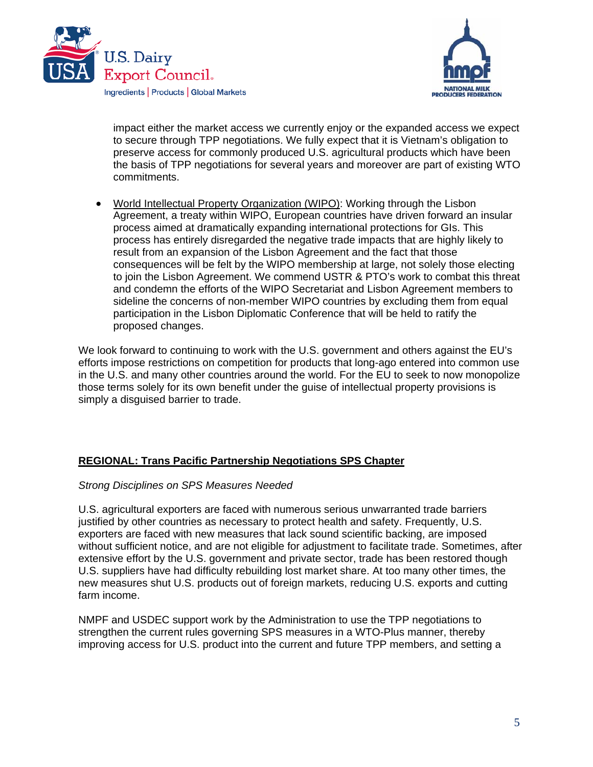impact either the market access we currently enjoy or the expanded access we expect to secure through TPP negotiations. We fully expect that it is Vietnam's obligation to preserve access for commonly produced U.S. agricultural products which have been the basis of TPP negotiations for several years and moreover are part of existing WTO commitments.

- World Intellectual Property Organization (WIPO): Working through the Lisbon Agreement, a treaty within WIPO, European countries have driven forward an insular process aimed at dramatically expanding international protections for GIs. This process has entirely disregarded the negative trade impacts that are highly likely to result from an expansion of the Lisbon Agreement and the fact that those consequences will be felt by the WIPO membership at large, not solely those electing to join the Lisbon Agreement. We commend USTR & PTO's work to combat this threat and condemn the efforts of the WIPO Secretariat and Lisbon Agreement members to sideline the concerns of non-member WIPO countries by excluding them from equal participation in the Lisbon Diplomatic Conference that will be held to ratify the proposed changes.

We look forward to continuing to work with the U.S. government and others against the EU's efforts impose restrictions on competition for products that long-ago entered into common use in the U.S. and many other countries around the world. For the EU to seek to now monopolize those terms solely for its own benefit under the guise of intellectual property provisions is simply a disguised barrier to trade.

**REGIONAL: Trans Pacific Partnership Negotiations SPS Chapter**

*Strong Disciplines on SPS Measures Needed*

U.S. agricultural exporters are faced with numerous serious unwarranted trade barriers justified by other countries as necessary to protect health and safety. Frequently, U.S. exporters are faced with new measures that lack sound scientific backing, are imposed without sufficient notice, and are not eligible for adjustment to facilitate trade. Sometimes, after extensive effort by the U.S. government and private sector, trade has been restored though U.S. suppliers have had difficulty rebuilding lost market share. At too many other times, the new measures shut U.S. products out of foreign markets, reducing U.S. exports and cutting farm income.

NMPF and USDEC support work by the Administration to use the TPP negotiations to strengthen the current rules governing SPS measures in a WTO-Plus manner, thereby improving access for U.S. product into the current and future TPP members, and setting a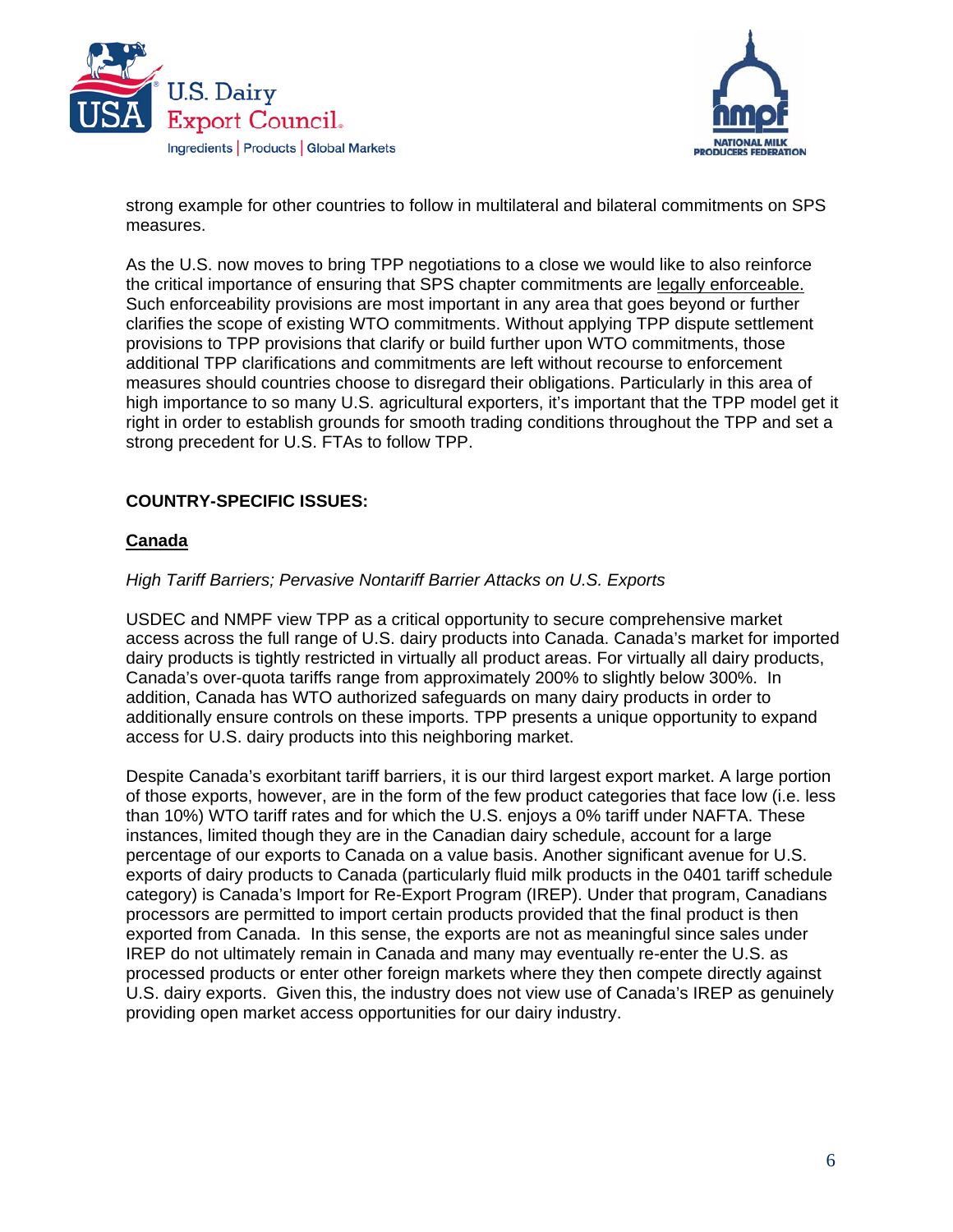strong example for other countries to follow in multilateral and bilateral commitments on SPS measures.

As the U.S. now moves to bring TPP negotiations to a close we would like to also reinforce the critical importance of ensuring that SPS chapter commitments are legally enforceable. Such enforceability provisions are most important in any area that goes beyond or further clarifies the scope of existing WTO commitments. Without applying TPP dispute settlement provisions to TPP provisions that clarify or build further upon WTO commitments, those additional TPP clarifications and commitments are left without recourse to enforcement measures should countries choose to disregard their obligations. Particularly in this area of high importance to so many U.S. agricultural exporters, it's important that the TPP model get it right in order to establish grounds for smooth trading conditions throughout the TPP and set a strong precedent for U.S. FTAs to follow TPP.

**COUNTRY-SPECIFIC ISSUES:**

**Canada**

*High Tariff Barriers; Pervasive Nontariff Barrier Attacks on U.S. Exports*

USDEC and NMPF view TPP as a critical opportunity to secure comprehensive market access across the full range of U.S. dairy products into Canada. Canada's market for imported dairy products is tightly restricted in virtually all product areas. For virtually all dairy products, Canada's over-quota tariffs range from approximately 200% to slightly below 300%. In addition, Canada has WTO authorized safeguards on many dairy products in order to additionally ensure controls on these imports. TPP presents a unique opportunity to expand access for U.S. dairy products into this neighboring market.

Despite Canada's exorbitant tariff barriers, it is our third largest export market. A large portion of those exports, however, are in the form of the few product categories that face low (i.e. less than 10%) WTO tariff rates and for which the U.S. enjoys a 0% tariff under NAFTA. These instances, limited though they are in the Canadian dairy schedule, account for a large percentage of our exports to Canada on a value basis. Another significant avenue for U.S. exports of dairy products to Canada (particularly fluid milk products in the 0401 tariff schedule category) is Canada's Import for Re-Export Program (IREP). Under that program, Canadians processors are permitted to import certain products provided that the final product is then exported from Canada. In this sense, the exports are not as meaningful since sales under IREP do not ultimately remain in Canada and many may eventually re-enter the U.S. as processed products or enter other foreign markets where they then compete directly against U.S. dairy exports. Given this, the industry does not view use of Canada's IREP as genuinely providing open market access opportunities for our dairy industry.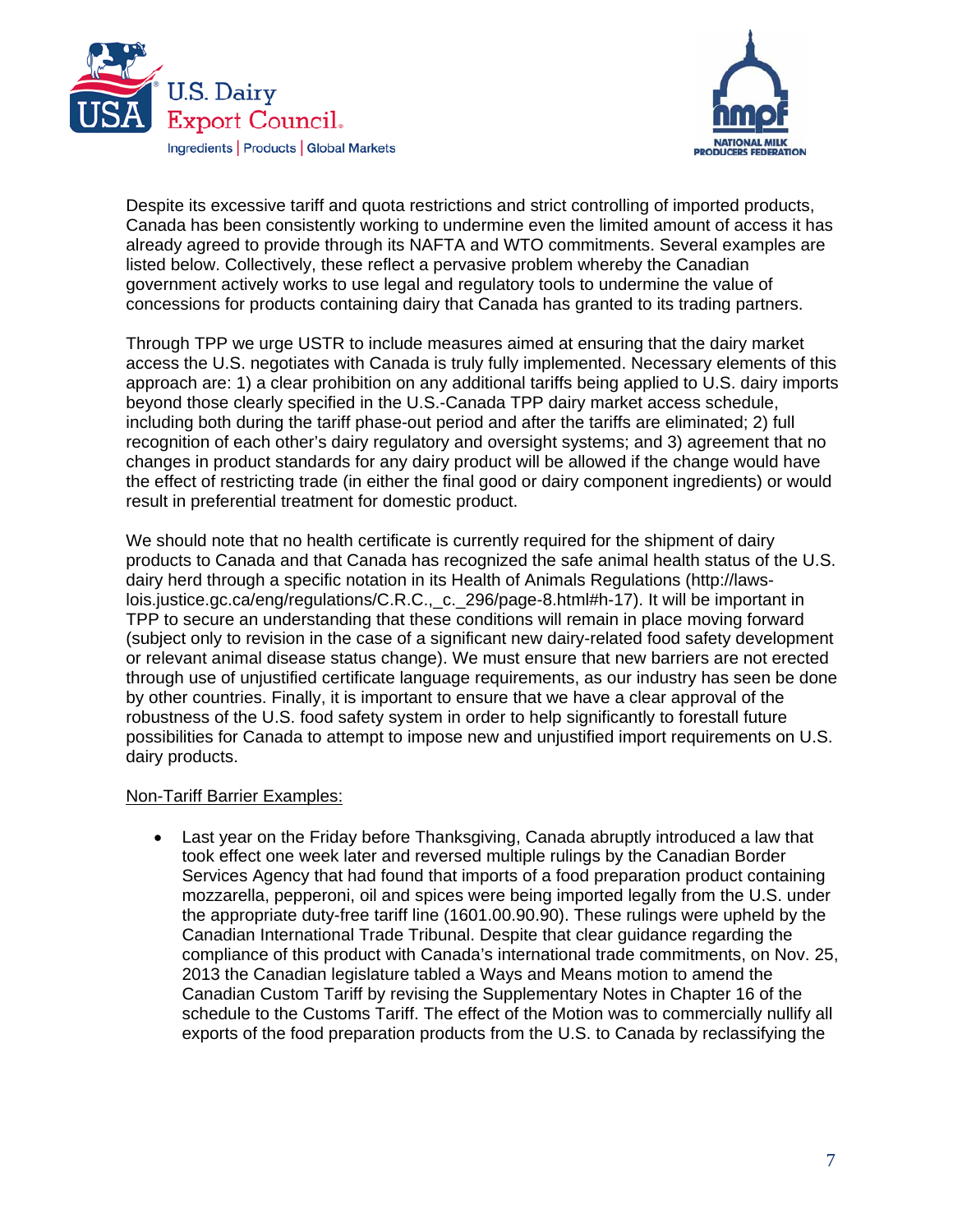Despite its excessive tariff and quota restrictions and strict controlling of imported products, Canada has been consistently working to undermine even the limited amount of access it has already agreed to provide through its NAFTA and WTO commitments. Several examples are listed below. Collectively, these reflect a pervasive problem whereby the Canadian government actively works to use legal and regulatory tools to undermine the value of concessions for products containing dairy that Canada has granted to its trading partners.

Through TPP we urge USTR to include measures aimed at ensuring that the dairy market access the U.S. negotiates with Canada is truly fully implemented. Necessary elements of this approach are: 1) a clear prohibition on any additional tariffs being applied to U.S. dairy imports beyond those clearly specified in the U.S.-Canada TPP dairy market access schedule, including both during the tariff phase-out period and after the tariffs are eliminated; 2) full recognition of each other's dairy regulatory and oversight systems; and 3) agreement that no changes in product standards for any dairy product will be allowed if the change would have the effect of restricting trade (in either the final good or dairy component ingredients) or would result in preferential treatment for domestic product.

We should note that no health certificate is currently required for the shipment of dairy products to Canada and that Canada has recognized the safe animal health status of the U.S. dairy herd through a specific notation in its Health of Animals Regulations (http://laws-lois.justice.gc.ca/eng/regulations/C.R.C.,_c._296/page-8.html#h-17). It will be important in TPP to secure an understanding that these conditions will remain in place moving forward (subject only to revision in the case of a significant new dairy-related food safety development or relevant animal disease status change). We must ensure that new barriers are not erected through use of unjustified certificate language requirements, as our industry has seen be done by other countries. Finally, it is important to ensure that we have a clear approval of the robustness of the U.S. food safety system in order to help significantly to forestall future possibilities for Canada to attempt to impose new and unjustified import requirements on U.S. dairy products.

<u>Non-Tariff Barrier Examples:</u>

- Last year on the Friday before Thanksgiving, Canada abruptly introduced a law that took effect one week later and reversed multiple rulings by the Canadian Border Services Agency that had found that imports of a food preparation product containing mozzarella, pepperoni, oil and spices were being imported legally from the U.S. under the appropriate duty-free tariff line (1601.00.90.90). These rulings were upheld by the Canadian International Trade Tribunal. Despite that clear guidance regarding the compliance of this product with Canada's international trade commitments, on Nov. 25, 2013 the Canadian legislature tabled a Ways and Means motion to amend the Canadian Custom Tariff by revising the Supplementary Notes in Chapter 16 of the schedule to the Customs Tariff. The effect of the Motion was to commercially nullify all exports of the food preparation products from the U.S. to Canada by reclassifying the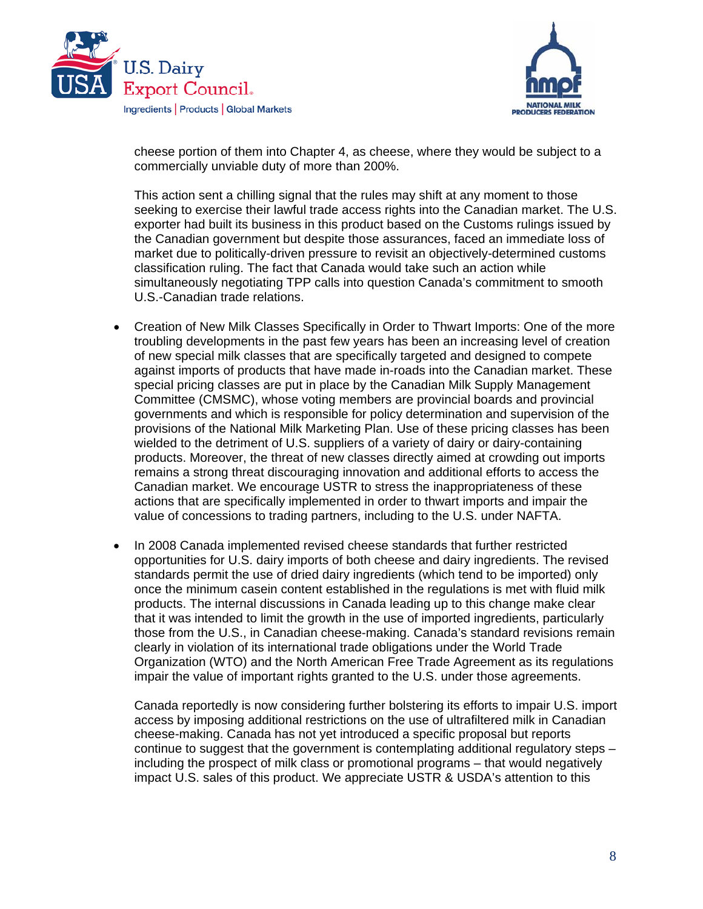cheese portion of them into Chapter 4, as cheese, where they would be subject to a commercially unviable duty of more than 200%.

This action sent a chilling signal that the rules may shift at any moment to those seeking to exercise their lawful trade access rights into the Canadian market. The U.S. exporter had built its business in this product based on the Customs rulings issued by the Canadian government but despite those assurances, faced an immediate loss of market due to politically-driven pressure to revisit an objectively-determined customs classification ruling. The fact that Canada would take such an action while simultaneously negotiating TPP calls into question Canada's commitment to smooth U.S.-Canadian trade relations.

- Creation of New Milk Classes Specifically in Order to Thwart Imports: One of the more troubling developments in the past few years has been an increasing level of creation of new special milk classes that are specifically targeted and designed to compete against imports of products that have made in-roads into the Canadian market. These special pricing classes are put in place by the Canadian Milk Supply Management Committee (CMSMC), whose voting members are provincial boards and provincial governments and which is responsible for policy determination and supervision of the provisions of the National Milk Marketing Plan. Use of these pricing classes has been wielded to the detriment of U.S. suppliers of a variety of dairy or dairy-containing products. Moreover, the threat of new classes directly aimed at crowding out imports remains a strong threat discouraging innovation and additional efforts to access the Canadian market. We encourage USTR to stress the inappropriateness of these actions that are specifically implemented in order to thwart imports and impair the value of concessions to trading partners, including to the U.S. under NAFTA.

- In 2008 Canada implemented revised cheese standards that further restricted opportunities for U.S. dairy imports of both cheese and dairy ingredients. The revised standards permit the use of dried dairy ingredients (which tend to be imported) only once the minimum casein content established in the regulations is met with fluid milk products. The internal discussions in Canada leading up to this change make clear that it was intended to limit the growth in the use of imported ingredients, particularly those from the U.S., in Canadian cheese-making. Canada's standard revisions remain clearly in violation of its international trade obligations under the World Trade Organization (WTO) and the North American Free Trade Agreement as its regulations impair the value of important rights granted to the U.S. under those agreements.

  Canada reportedly is now considering further bolstering its efforts to impair U.S. import access by imposing additional restrictions on the use of ultrafiltered milk in Canadian cheese-making. Canada has not yet introduced a specific proposal but reports continue to suggest that the government is contemplating additional regulatory steps – including the prospect of milk class or promotional programs – that would negatively impact U.S. sales of this product. We appreciate USTR & USDA's attention to this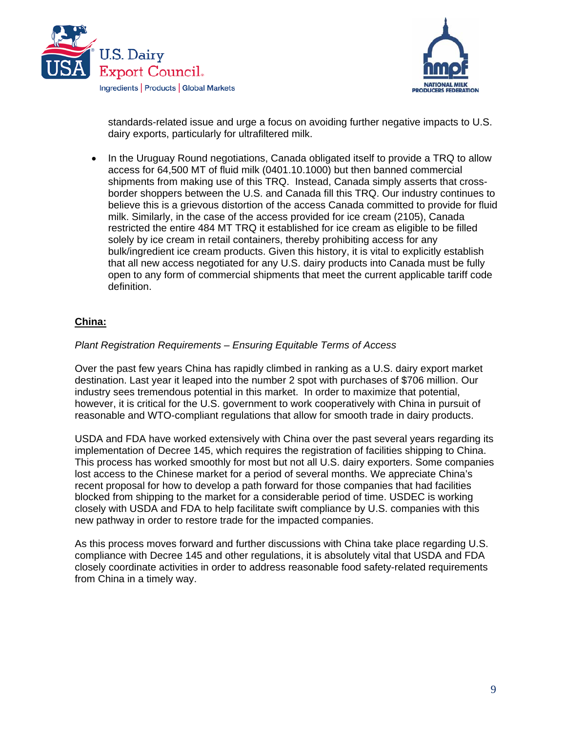standards-related issue and urge a focus on avoiding further negative impacts to U.S. dairy exports, particularly for ultrafiltered milk.

- In the Uruguay Round negotiations, Canada obligated itself to provide a TRQ to allow access for 64,500 MT of fluid milk (0401.10.1000) but then banned commercial shipments from making use of this TRQ. Instead, Canada simply asserts that cross-border shoppers between the U.S. and Canada fill this TRQ. Our industry continues to believe this is a grievous distortion of the access Canada committed to provide for fluid milk. Similarly, in the case of the access provided for ice cream (2105), Canada restricted the entire 484 MT TRQ it established for ice cream as eligible to be filled solely by ice cream in retail containers, thereby prohibiting access for any bulk/ingredient ice cream products. Given this history, it is vital to explicitly establish that all new access negotiated for any U.S. dairy products into Canada must be fully open to any form of commercial shipments that meet the current applicable tariff code definition.

## China:

*Plant Registration Requirements – Ensuring Equitable Terms of Access*

Over the past few years China has rapidly climbed in ranking as a U.S. dairy export market destination. Last year it leaped into the number 2 spot with purchases of $706 million. Our industry sees tremendous potential in this market. In order to maximize that potential, however, it is critical for the U.S. government to work cooperatively with China in pursuit of reasonable and WTO-compliant regulations that allow for smooth trade in dairy products.

USDA and FDA have worked extensively with China over the past several years regarding its implementation of Decree 145, which requires the registration of facilities shipping to China. This process has worked smoothly for most but not all U.S. dairy exporters. Some companies lost access to the Chinese market for a period of several months. We appreciate China's recent proposal for how to develop a path forward for those companies that had facilities blocked from shipping to the market for a considerable period of time. USDEC is working closely with USDA and FDA to help facilitate swift compliance by U.S. companies with this new pathway in order to restore trade for the impacted companies.

As this process moves forward and further discussions with China take place regarding U.S. compliance with Decree 145 and other regulations, it is absolutely vital that USDA and FDA closely coordinate activities in order to address reasonable food safety-related requirements from China in a timely way.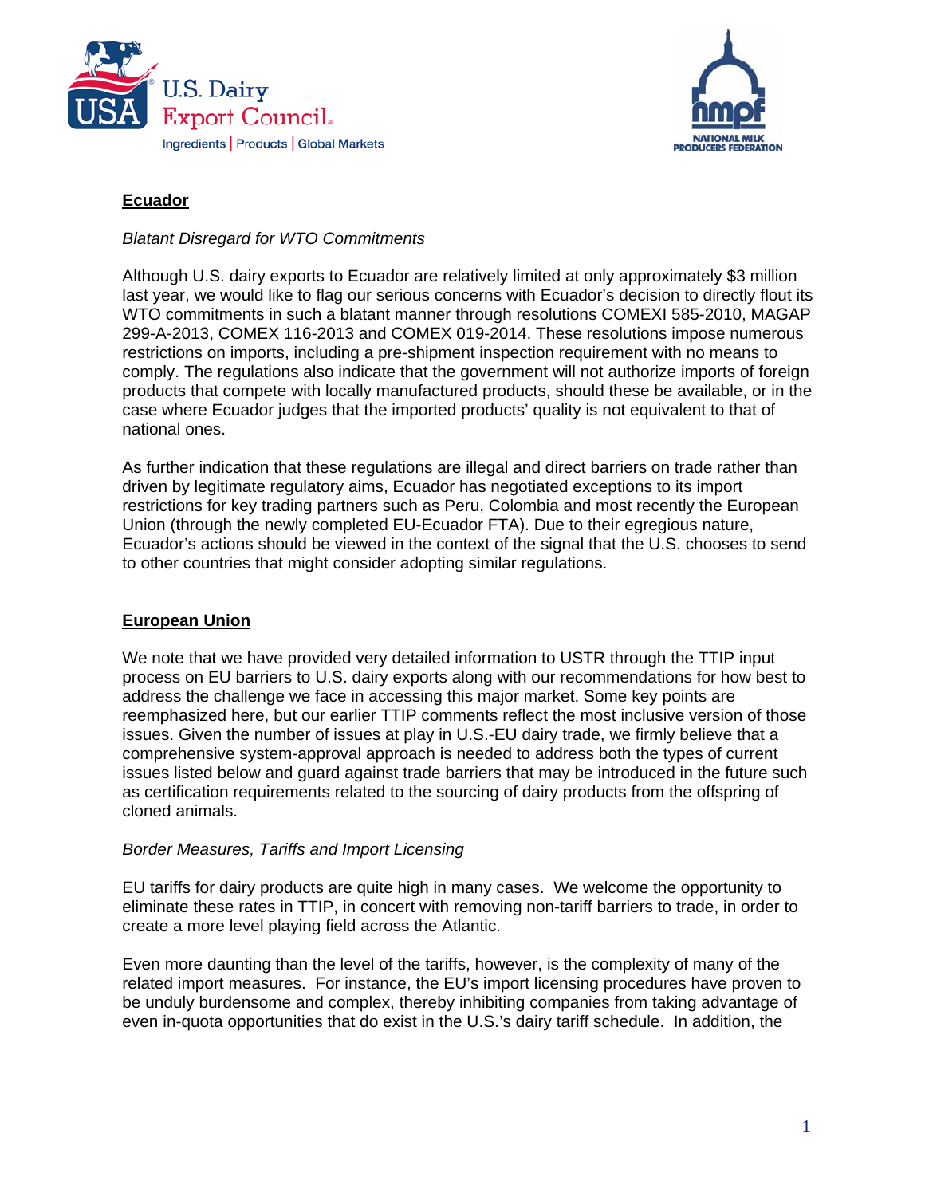## Ecuador

*Blatant Disregard for WTO Commitments*

Although U.S. dairy exports to Ecuador are relatively limited at only approximately $3 million last year, we would like to flag our serious concerns with Ecuador's decision to directly flout its WTO commitments in such a blatant manner through resolutions COMEXI 585-2010, MAGAP 299-A-2013, COMEX 116-2013 and COMEX 019-2014. These resolutions impose numerous restrictions on imports, including a pre-shipment inspection requirement with no means to comply. The regulations also indicate that the government will not authorize imports of foreign products that compete with locally manufactured products, should these be available, or in the case where Ecuador judges that the imported products' quality is not equivalent to that of national ones.

As further indication that these regulations are illegal and direct barriers on trade rather than driven by legitimate regulatory aims, Ecuador has negotiated exceptions to its import restrictions for key trading partners such as Peru, Colombia and most recently the European Union (through the newly completed EU-Ecuador FTA). Due to their egregious nature, Ecuador's actions should be viewed in the context of the signal that the U.S. chooses to send to other countries that might consider adopting similar regulations.

## European Union

We note that we have provided very detailed information to USTR through the TTIP input process on EU barriers to U.S. dairy exports along with our recommendations for how best to address the challenge we face in accessing this major market. Some key points are reemphasized here, but our earlier TTIP comments reflect the most inclusive version of those issues. Given the number of issues at play in U.S.-EU dairy trade, we firmly believe that a comprehensive system-approval approach is needed to address both the types of current issues listed below and guard against trade barriers that may be introduced in the future such as certification requirements related to the sourcing of dairy products from the offspring of cloned animals.

*Border Measures, Tariffs and Import Licensing*

EU tariffs for dairy products are quite high in many cases. We welcome the opportunity to eliminate these rates in TTIP, in concert with removing non-tariff barriers to trade, in order to create a more level playing field across the Atlantic.

Even more daunting than the level of the tariffs, however, is the complexity of many of the related import measures. For instance, the EU's import licensing procedures have proven to be unduly burdensome and complex, thereby inhibiting companies from taking advantage of even in-quota opportunities that do exist in the U.S.'s dairy tariff schedule. In addition, the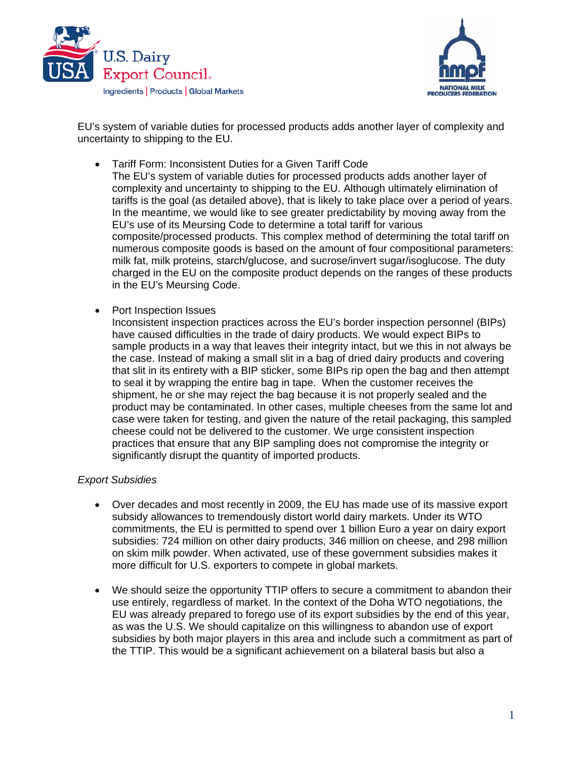EU's system of variable duties for processed products adds another layer of complexity and uncertainty to shipping to the EU.

- Tariff Form: Inconsistent Duties for a Given Tariff Code
  The EU's system of variable duties for processed products adds another layer of complexity and uncertainty to shipping to the EU. Although ultimately elimination of tariffs is the goal (as detailed above), that is likely to take place over a period of years. In the meantime, we would like to see greater predictability by moving away from the EU's use of its Meursing Code to determine a total tariff for various composite/processed products. This complex method of determining the total tariff on numerous composite goods is based on the amount of four compositional parameters: milk fat, milk proteins, starch/glucose, and sucrose/invert sugar/isoglucose. The duty charged in the EU on the composite product depends on the ranges of these products in the EU's Meursing Code.

- Port Inspection Issues
  Inconsistent inspection practices across the EU's border inspection personnel (BIPs) have caused difficulties in the trade of dairy products. We would expect BIPs to sample products in a way that leaves their integrity intact, but we this in not always be the case. Instead of making a small slit in a bag of dried dairy products and covering that slit in its entirety with a BIP sticker, some BIPs rip open the bag and then attempt to seal it by wrapping the entire bag in tape. When the customer receives the shipment, he or she may reject the bag because it is not properly sealed and the product may be contaminated. In other cases, multiple cheeses from the same lot and case were taken for testing, and given the nature of the retail packaging, this sampled cheese could not be delivered to the customer. We urge consistent inspection practices that ensure that any BIP sampling does not compromise the integrity or significantly disrupt the quantity of imported products.

*Export Subsidies*

- Over decades and most recently in 2009, the EU has made use of its massive export subsidy allowances to tremendously distort world dairy markets. Under its WTO commitments, the EU is permitted to spend over 1 billion Euro a year on dairy export subsidies: 724 million on other dairy products, 346 million on cheese, and 298 million on skim milk powder. When activated, use of these government subsidies makes it more difficult for U.S. exporters to compete in global markets.

- We should seize the opportunity TTIP offers to secure a commitment to abandon their use entirely, regardless of market. In the context of the Doha WTO negotiations, the EU was already prepared to forego use of its export subsidies by the end of this year, as was the U.S. We should capitalize on this willingness to abandon use of export subsidies by both major players in this area and include such a commitment as part of the TTIP. This would be a significant achievement on a bilateral basis but also a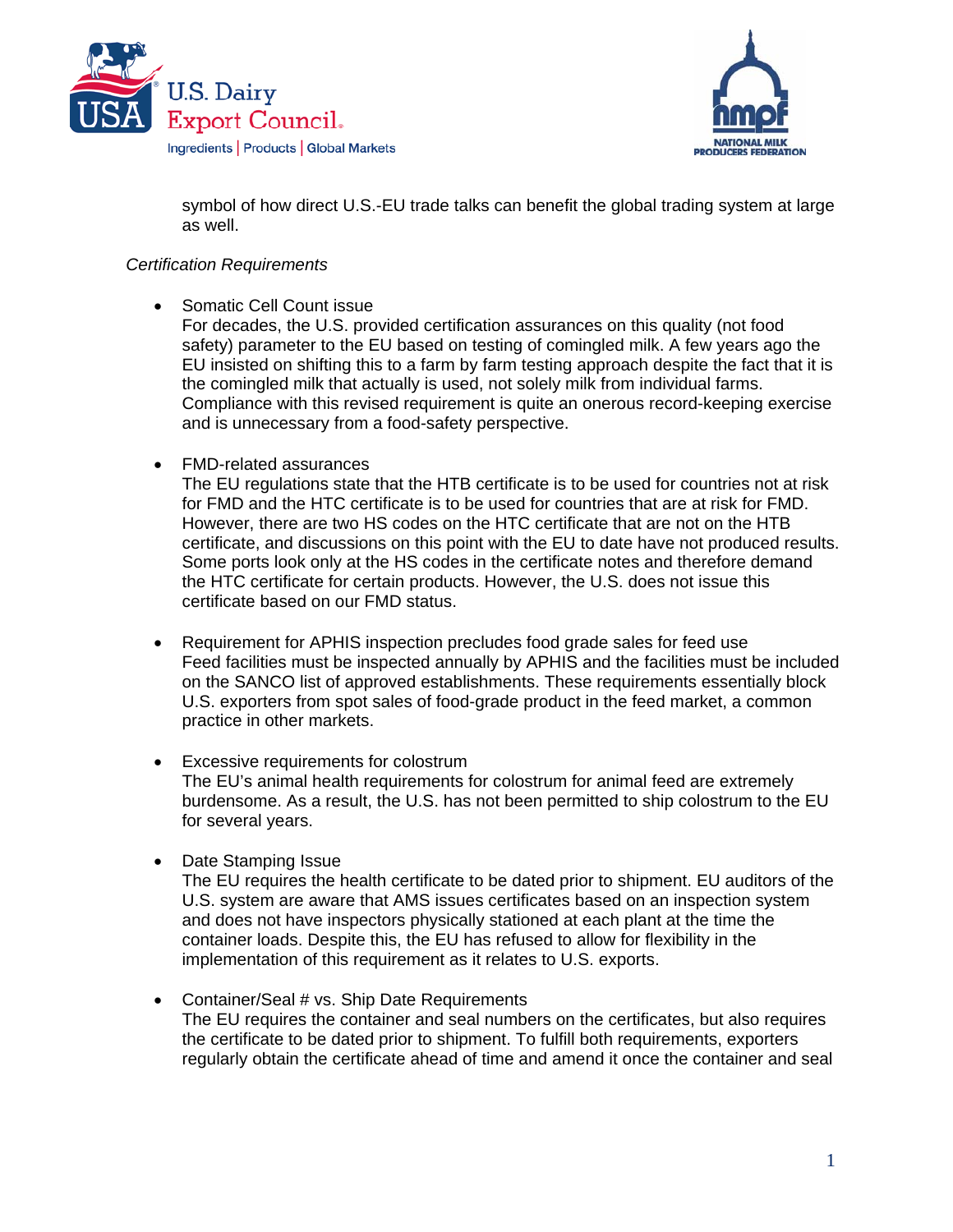symbol of how direct U.S.-EU trade talks can benefit the global trading system at large as well.

*Certification Requirements*

- Somatic Cell Count issue
  For decades, the U.S. provided certification assurances on this quality (not food safety) parameter to the EU based on testing of comingled milk. A few years ago the EU insisted on shifting this to a farm by farm testing approach despite the fact that it is the comingled milk that actually is used, not solely milk from individual farms. Compliance with this revised requirement is quite an onerous record-keeping exercise and is unnecessary from a food-safety perspective.

- FMD-related assurances
  The EU regulations state that the HTB certificate is to be used for countries not at risk for FMD and the HTC certificate is to be used for countries that are at risk for FMD. However, there are two HS codes on the HTC certificate that are not on the HTB certificate, and discussions on this point with the EU to date have not produced results. Some ports look only at the HS codes in the certificate notes and therefore demand the HTC certificate for certain products. However, the U.S. does not issue this certificate based on our FMD status.

- Requirement for APHIS inspection precludes food grade sales for feed use
  Feed facilities must be inspected annually by APHIS and the facilities must be included on the SANCO list of approved establishments. These requirements essentially block U.S. exporters from spot sales of food-grade product in the feed market, a common practice in other markets.

- Excessive requirements for colostrum
  The EU's animal health requirements for colostrum for animal feed are extremely burdensome. As a result, the U.S. has not been permitted to ship colostrum to the EU for several years.

- Date Stamping Issue
  The EU requires the health certificate to be dated prior to shipment. EU auditors of the U.S. system are aware that AMS issues certificates based on an inspection system and does not have inspectors physically stationed at each plant at the time the container loads. Despite this, the EU has refused to allow for flexibility in the implementation of this requirement as it relates to U.S. exports.

- Container/Seal # vs. Ship Date Requirements
  The EU requires the container and seal numbers on the certificates, but also requires the certificate to be dated prior to shipment. To fulfill both requirements, exporters regularly obtain the certificate ahead of time and amend it once the container and seal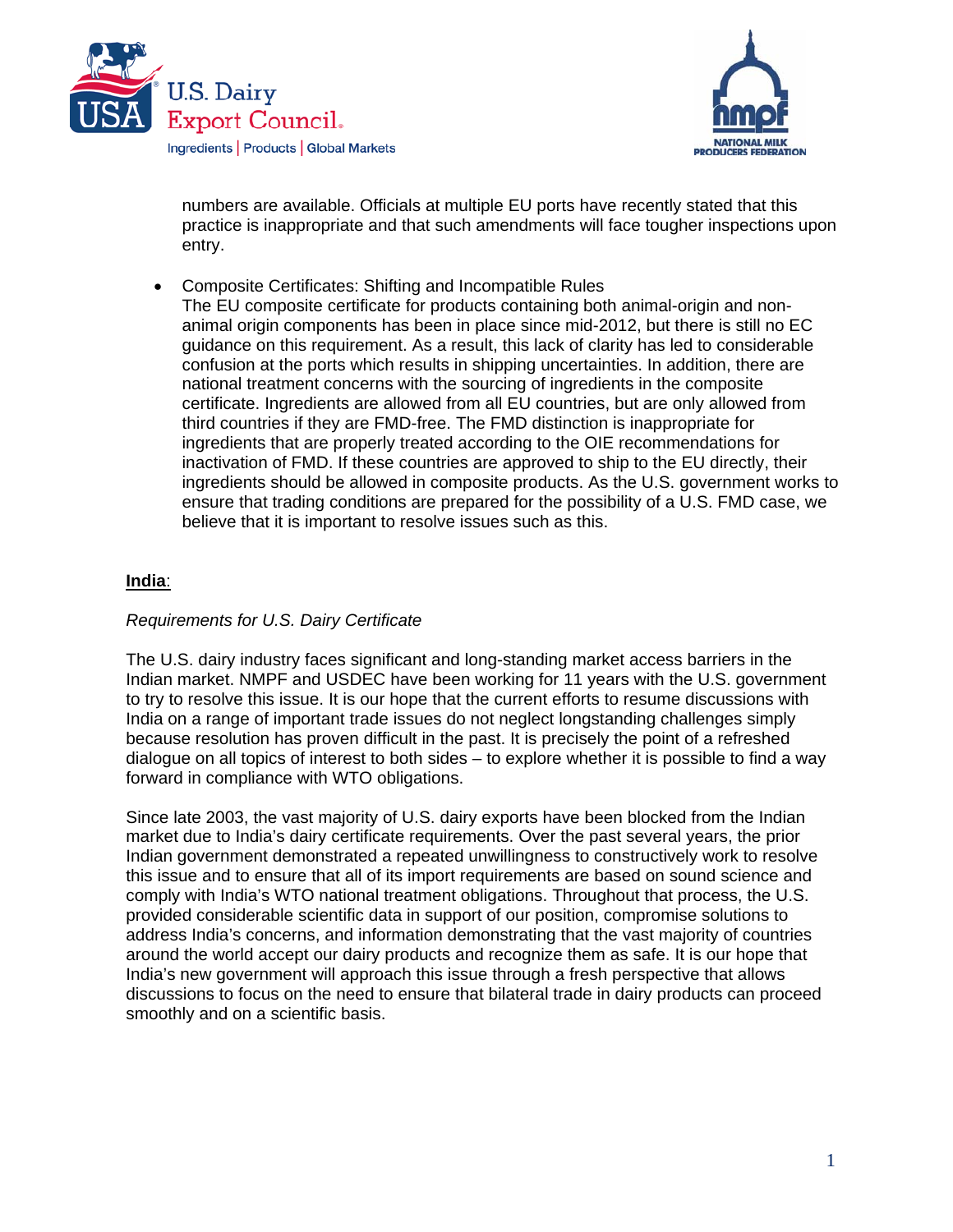numbers are available. Officials at multiple EU ports have recently stated that this practice is inappropriate and that such amendments will face tougher inspections upon entry.

- Composite Certificates: Shifting and Incompatible Rules
  The EU composite certificate for products containing both animal-origin and non-animal origin components has been in place since mid-2012, but there is still no EC guidance on this requirement. As a result, this lack of clarity has led to considerable confusion at the ports which results in shipping uncertainties. In addition, there are national treatment concerns with the sourcing of ingredients in the composite certificate. Ingredients are allowed from all EU countries, but are only allowed from third countries if they are FMD-free. The FMD distinction is inappropriate for ingredients that are properly treated according to the OIE recommendations for inactivation of FMD. If these countries are approved to ship to the EU directly, their ingredients should be allowed in composite products. As the U.S. government works to ensure that trading conditions are prepared for the possibility of a U.S. FMD case, we believe that it is important to resolve issues such as this.

**India**:

*Requirements for U.S. Dairy Certificate*

The U.S. dairy industry faces significant and long-standing market access barriers in the Indian market. NMPF and USDEC have been working for 11 years with the U.S. government to try to resolve this issue. It is our hope that the current efforts to resume discussions with India on a range of important trade issues do not neglect longstanding challenges simply because resolution has proven difficult in the past. It is precisely the point of a refreshed dialogue on all topics of interest to both sides – to explore whether it is possible to find a way forward in compliance with WTO obligations.

Since late 2003, the vast majority of U.S. dairy exports have been blocked from the Indian market due to India's dairy certificate requirements. Over the past several years, the prior Indian government demonstrated a repeated unwillingness to constructively work to resolve this issue and to ensure that all of its import requirements are based on sound science and comply with India's WTO national treatment obligations. Throughout that process, the U.S. provided considerable scientific data in support of our position, compromise solutions to address India's concerns, and information demonstrating that the vast majority of countries around the world accept our dairy products and recognize them as safe. It is our hope that India's new government will approach this issue through a fresh perspective that allows discussions to focus on the need to ensure that bilateral trade in dairy products can proceed smoothly and on a scientific basis.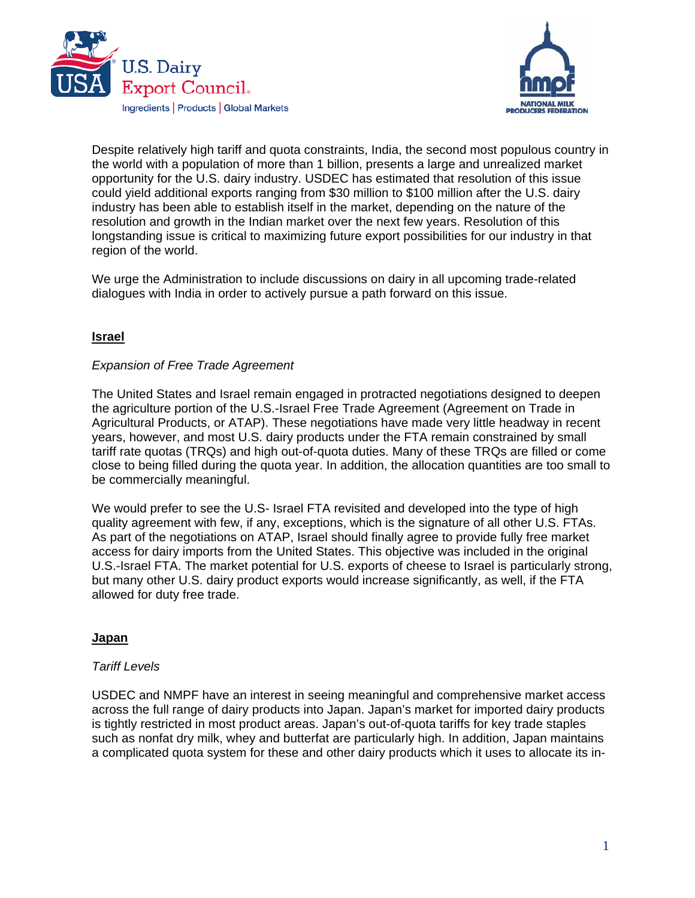Despite relatively high tariff and quota constraints, India, the second most populous country in the world with a population of more than 1 billion, presents a large and unrealized market opportunity for the U.S. dairy industry. USDEC has estimated that resolution of this issue could yield additional exports ranging from $30 million to $100 million after the U.S. dairy industry has been able to establish itself in the market, depending on the nature of the resolution and growth in the Indian market over the next few years. Resolution of this longstanding issue is critical to maximizing future export possibilities for our industry in that region of the world.

We urge the Administration to include discussions on dairy in all upcoming trade-related dialogues with India in order to actively pursue a path forward on this issue.

## Israel

*Expansion of Free Trade Agreement*

The United States and Israel remain engaged in protracted negotiations designed to deepen the agriculture portion of the U.S.-Israel Free Trade Agreement (Agreement on Trade in Agricultural Products, or ATAP). These negotiations have made very little headway in recent years, however, and most U.S. dairy products under the FTA remain constrained by small tariff rate quotas (TRQs) and high out-of-quota duties. Many of these TRQs are filled or come close to being filled during the quota year. In addition, the allocation quantities are too small to be commercially meaningful.

We would prefer to see the U.S- Israel FTA revisited and developed into the type of high quality agreement with few, if any, exceptions, which is the signature of all other U.S. FTAs. As part of the negotiations on ATAP, Israel should finally agree to provide fully free market access for dairy imports from the United States. This objective was included in the original U.S.-Israel FTA. The market potential for U.S. exports of cheese to Israel is particularly strong, but many other U.S. dairy product exports would increase significantly, as well, if the FTA allowed for duty free trade.

## Japan

*Tariff Levels*

USDEC and NMPF have an interest in seeing meaningful and comprehensive market access across the full range of dairy products into Japan. Japan's market for imported dairy products is tightly restricted in most product areas. Japan's out-of-quota tariffs for key trade staples such as nonfat dry milk, whey and butterfat are particularly high. In addition, Japan maintains a complicated quota system for these and other dairy products which it uses to allocate its in-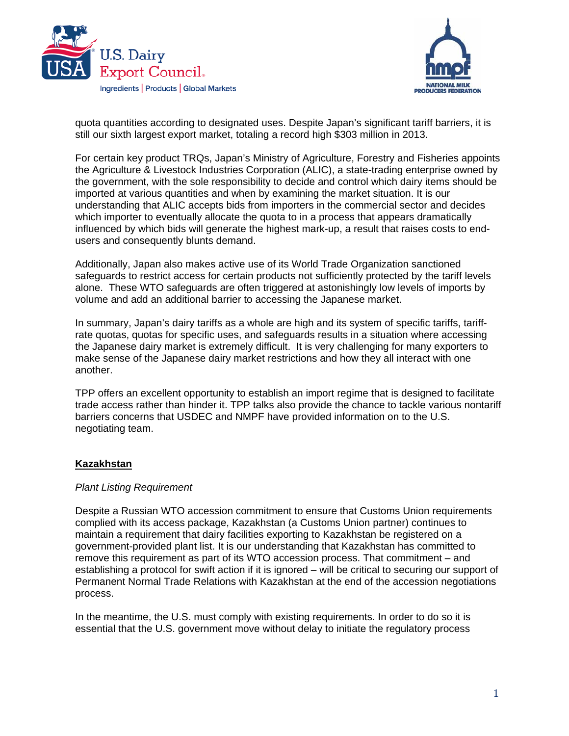quota quantities according to designated uses. Despite Japan's significant tariff barriers, it is still our sixth largest export market, totaling a record high $303 million in 2013.

For certain key product TRQs, Japan's Ministry of Agriculture, Forestry and Fisheries appoints the Agriculture & Livestock Industries Corporation (ALIC), a state-trading enterprise owned by the government, with the sole responsibility to decide and control which dairy items should be imported at various quantities and when by examining the market situation. It is our understanding that ALIC accepts bids from importers in the commercial sector and decides which importer to eventually allocate the quota to in a process that appears dramatically influenced by which bids will generate the highest mark-up, a result that raises costs to end-users and consequently blunts demand.

Additionally, Japan also makes active use of its World Trade Organization sanctioned safeguards to restrict access for certain products not sufficiently protected by the tariff levels alone. These WTO safeguards are often triggered at astonishingly low levels of imports by volume and add an additional barrier to accessing the Japanese market.

In summary, Japan's dairy tariffs as a whole are high and its system of specific tariffs, tariff-rate quotas, quotas for specific uses, and safeguards results in a situation where accessing the Japanese dairy market is extremely difficult. It is very challenging for many exporters to make sense of the Japanese dairy market restrictions and how they all interact with one another.

TPP offers an excellent opportunity to establish an import regime that is designed to facilitate trade access rather than hinder it. TPP talks also provide the chance to tackle various nontariff barriers concerns that USDEC and NMPF have provided information on to the U.S. negotiating team.

## Kazakhstan

*Plant Listing Requirement*

Despite a Russian WTO accession commitment to ensure that Customs Union requirements complied with its access package, Kazakhstan (a Customs Union partner) continues to maintain a requirement that dairy facilities exporting to Kazakhstan be registered on a government-provided plant list. It is our understanding that Kazakhstan has committed to remove this requirement as part of its WTO accession process. That commitment – and establishing a protocol for swift action if it is ignored – will be critical to securing our support of Permanent Normal Trade Relations with Kazakhstan at the end of the accession negotiations process.

In the meantime, the U.S. must comply with existing requirements. In order to do so it is essential that the U.S. government move without delay to initiate the regulatory process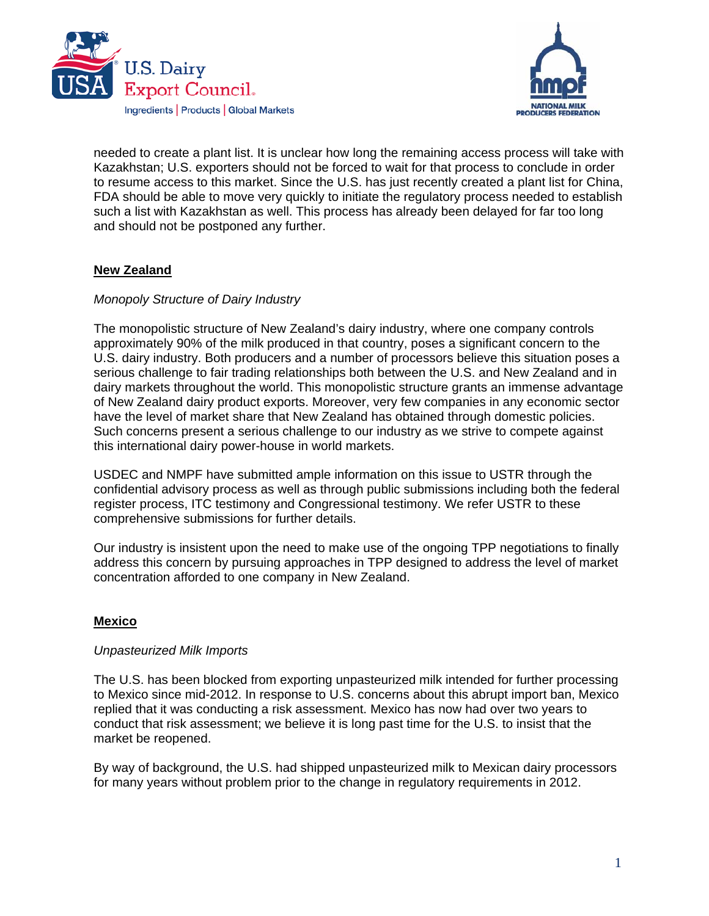needed to create a plant list. It is unclear how long the remaining access process will take with Kazakhstan; U.S. exporters should not be forced to wait for that process to conclude in order to resume access to this market. Since the U.S. has just recently created a plant list for China, FDA should be able to move very quickly to initiate the regulatory process needed to establish such a list with Kazakhstan as well. This process has already been delayed for far too long and should not be postponed any further.

## New Zealand

*Monopoly Structure of Dairy Industry*

The monopolistic structure of New Zealand's dairy industry, where one company controls approximately 90% of the milk produced in that country, poses a significant concern to the U.S. dairy industry. Both producers and a number of processors believe this situation poses a serious challenge to fair trading relationships both between the U.S. and New Zealand and in dairy markets throughout the world. This monopolistic structure grants an immense advantage of New Zealand dairy product exports. Moreover, very few companies in any economic sector have the level of market share that New Zealand has obtained through domestic policies. Such concerns present a serious challenge to our industry as we strive to compete against this international dairy power-house in world markets.

USDEC and NMPF have submitted ample information on this issue to USTR through the confidential advisory process as well as through public submissions including both the federal register process, ITC testimony and Congressional testimony. We refer USTR to these comprehensive submissions for further details.

Our industry is insistent upon the need to make use of the ongoing TPP negotiations to finally address this concern by pursuing approaches in TPP designed to address the level of market concentration afforded to one company in New Zealand.

## Mexico

*Unpasteurized Milk Imports*

The U.S. has been blocked from exporting unpasteurized milk intended for further processing to Mexico since mid-2012. In response to U.S. concerns about this abrupt import ban, Mexico replied that it was conducting a risk assessment. Mexico has now had over two years to conduct that risk assessment; we believe it is long past time for the U.S. to insist that the market be reopened.

By way of background, the U.S. had shipped unpasteurized milk to Mexican dairy processors for many years without problem prior to the change in regulatory requirements in 2012.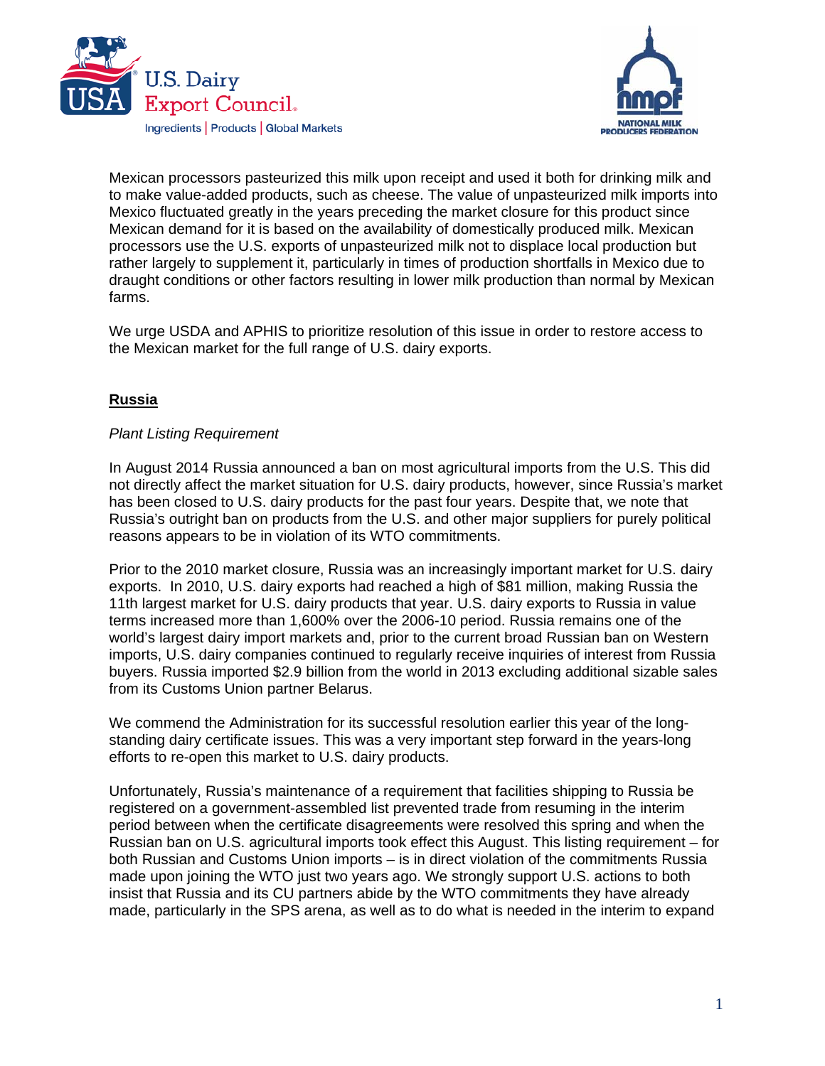Mexican processors pasteurized this milk upon receipt and used it both for drinking milk and to make value-added products, such as cheese. The value of unpasteurized milk imports into Mexico fluctuated greatly in the years preceding the market closure for this product since Mexican demand for it is based on the availability of domestically produced milk. Mexican processors use the U.S. exports of unpasteurized milk not to displace local production but rather largely to supplement it, particularly in times of production shortfalls in Mexico due to draught conditions or other factors resulting in lower milk production than normal by Mexican farms.

We urge USDA and APHIS to prioritize resolution of this issue in order to restore access to the Mexican market for the full range of U.S. dairy exports.

## Russia

*Plant Listing Requirement*

In August 2014 Russia announced a ban on most agricultural imports from the U.S. This did not directly affect the market situation for U.S. dairy products, however, since Russia's market has been closed to U.S. dairy products for the past four years. Despite that, we note that Russia's outright ban on products from the U.S. and other major suppliers for purely political reasons appears to be in violation of its WTO commitments.

Prior to the 2010 market closure, Russia was an increasingly important market for U.S. dairy exports. In 2010, U.S. dairy exports had reached a high of $81 million, making Russia the 11th largest market for U.S. dairy products that year. U.S. dairy exports to Russia in value terms increased more than 1,600% over the 2006-10 period. Russia remains one of the world's largest dairy import markets and, prior to the current broad Russian ban on Western imports, U.S. dairy companies continued to regularly receive inquiries of interest from Russia buyers. Russia imported $2.9 billion from the world in 2013 excluding additional sizable sales from its Customs Union partner Belarus.

We commend the Administration for its successful resolution earlier this year of the long-standing dairy certificate issues. This was a very important step forward in the years-long efforts to re-open this market to U.S. dairy products.

Unfortunately, Russia's maintenance of a requirement that facilities shipping to Russia be registered on a government-assembled list prevented trade from resuming in the interim period between when the certificate disagreements were resolved this spring and when the Russian ban on U.S. agricultural imports took effect this August. This listing requirement – for both Russian and Customs Union imports – is in direct violation of the commitments Russia made upon joining the WTO just two years ago. We strongly support U.S. actions to both insist that Russia and its CU partners abide by the WTO commitments they have already made, particularly in the SPS arena, as well as to do what is needed in the interim to expand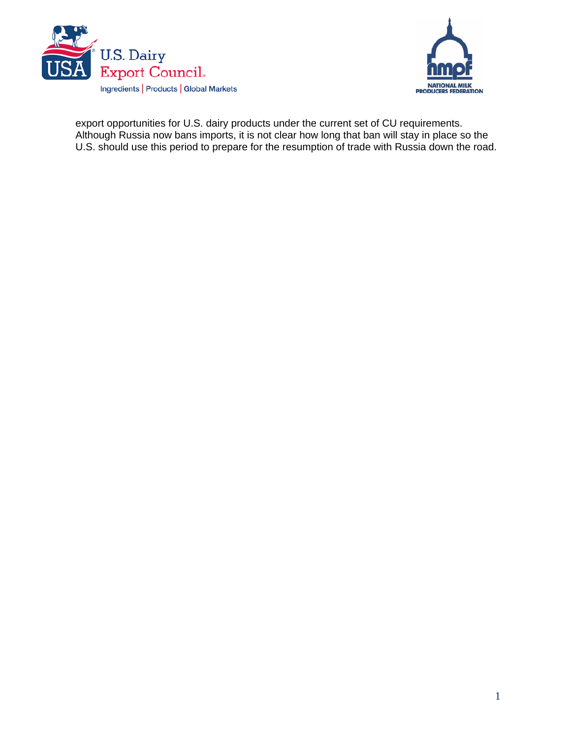export opportunities for U.S. dairy products under the current set of CU requirements. Although Russia now bans imports, it is not clear how long that ban will stay in place so the U.S. should use this period to prepare for the resumption of trade with Russia down the road.